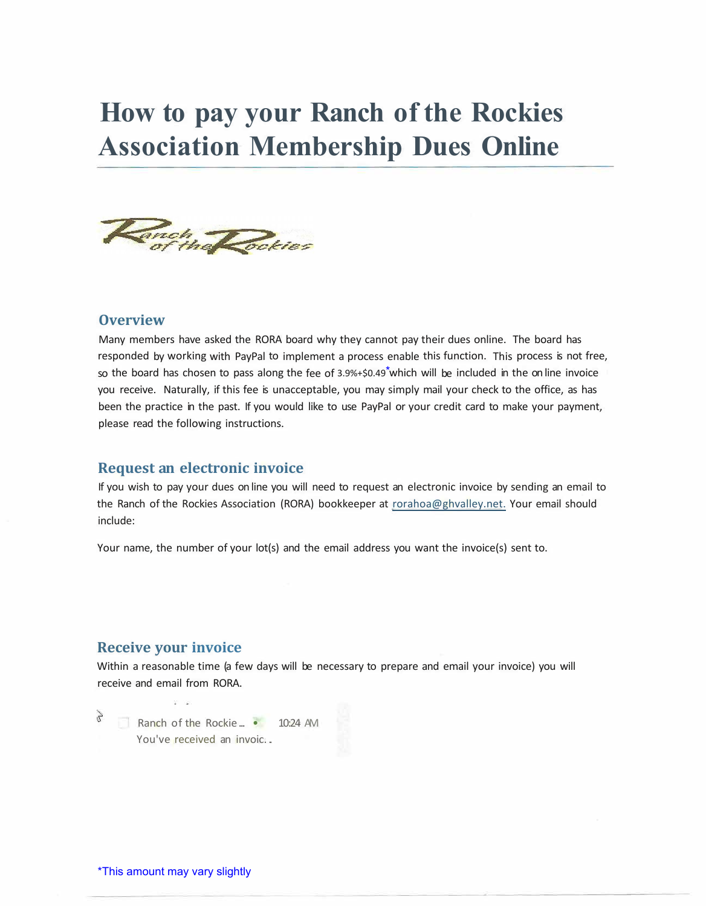# How to pay your Ranch of the Rockies Association Membership Dues Online

## Overview

Many members have asked the RORA board why they cannot pay their dues online. The board has responded by working with PayPal to implement a process enable this function. This process is not free, so the board has chosen to pass along the fee of 3.9%+$0.49*which will be included in the online invoice you receive. Naturally, if this fee is unacceptable, you may simply mail your check to the office, as has been the practice in the past. If you would like to use PayPal or your credit card to make your payment, please read the following instructions.

## Request an electronic invoice

If you wish to pay your dues online you will need to request an electronic invoice by sending an email to the Ranch of the Rockies Association (RORA) bookkeeper at rorahoa@ghvalley.net. Your email should include:

Your name, the number of your lot(s) and the email address you want the invoice(s) sent to.

## Receive your invoice

Within a reasonable time (a few days will be necessary to prepare and email your invoice) you will receive and email from RORA.

Ranch of the Rockie... 10:24 AM
You've received an invoic...

*This amount may vary slightly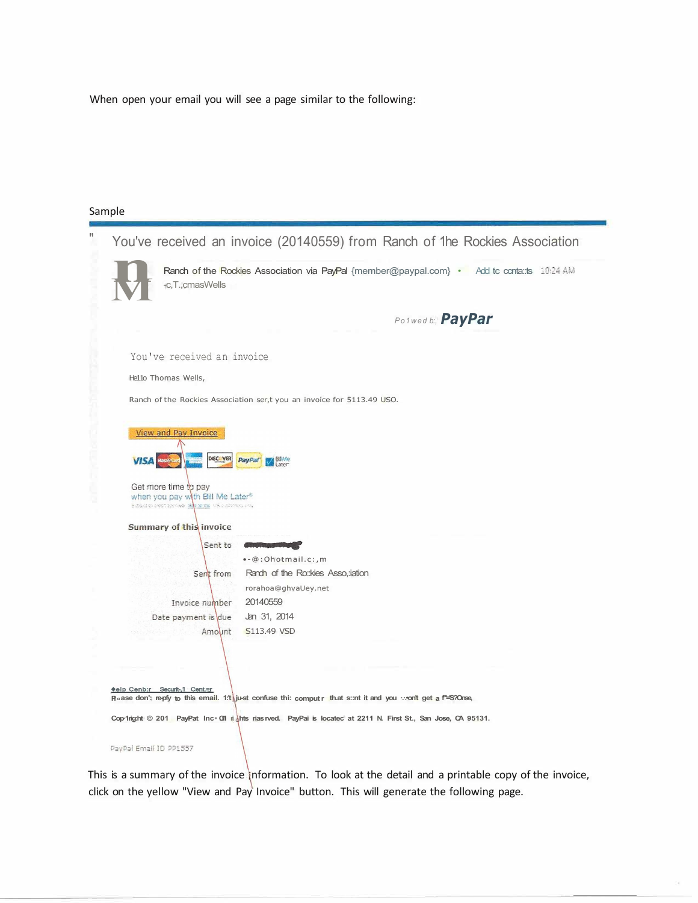When open your email you will see a page similar to the following:

Sample

## You've received an invoice (20140559) from Ranch of 1he Rockies Association

Ranch of the Rockies Association via PayPal {member@paypal.com} • Add tc conta::ts 10:24 AM
-c,T.,cmasWells

Po1wed b;, **PayPar**

You've received an invoice

He11o Thomas Wells,

Ranch of the Rockies Association ser,t you an invoice for 5113.49 USO.

View and Pay Invoice

Get more time to pay
when you pay with Bill Me Later®

**Summary of this invoice**

| | |
|---|---|
| Sent to | •-@:Ohotmail.c:,m |
| Sent from | Ranch of the Ro:kies Asso,iation<br>rorahoa@ghvaUey.net |
| Invoice number | 20140559 |
| Date payment is due | Jan 31, 2014 |
| Amount | S113.49 VSD |

Help Cenb:r Securit-,1 Cent:=r

R▫ase don'; re-pfy to this email. 1:'t just confuse thi: comput r that s::nt it and you ·.·.on't get a f'=S?Onse,

Cop·1right © 201 PayPat Inc• Gll ri ghts rias rved. PayPai is locatec at 2211 N. First St., San Jose, CA 95131.

PayPal Email ID PP1557

This is a summary of the invoice information. To look at the detail and a printable copy of the invoice, click on the yellow "View and Pay Invoice" button. This will generate the following page.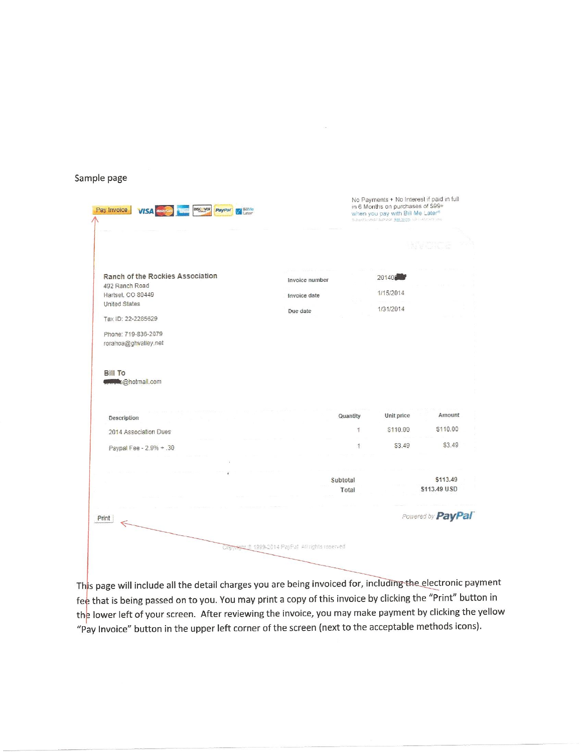Sample page

Pay Invoice

No Payments + No Interest if paid in full in 6 Months on purchases of $99+ when you pay with Bill Me Later®

**Ranch of the Rockies Association**
492 Ranch Road
Hartsel, CO 80449
United States

Tax ID: 22-2285629

Phone: 719-836-2079
rorahoa@ghvalley.net

| | |
|---|---|
| Invoice number | 20140 |
| Invoice date | 1/15/2014 |
| Due date | 1/31/2014 |

**Bill To**
@hotmail.com

| Description | Quantity | Unit price | Amount |
|---|---|---|---|
| 2014 Association Dues | 1 | $110.00 | $110.00 |
| Paypal Fee - 2.9% + .30 | 1 | $3.49 | $3.49 |
| | | Subtotal | $113.49 |
| | | Total | $113.49 USD |

Print

Powered by PayPal

Copyright © 1999-2014 PayPal. All rights reserved.

This page will include all the detail charges you are being invoiced for, including the electronic payment fee that is being passed on to you. You may print a copy of this invoice by clicking the "Print" button in the lower left of your screen. After reviewing the invoice, you may make payment by clicking the yellow "Pay Invoice" button in the upper left corner of the screen (next to the acceptable methods icons).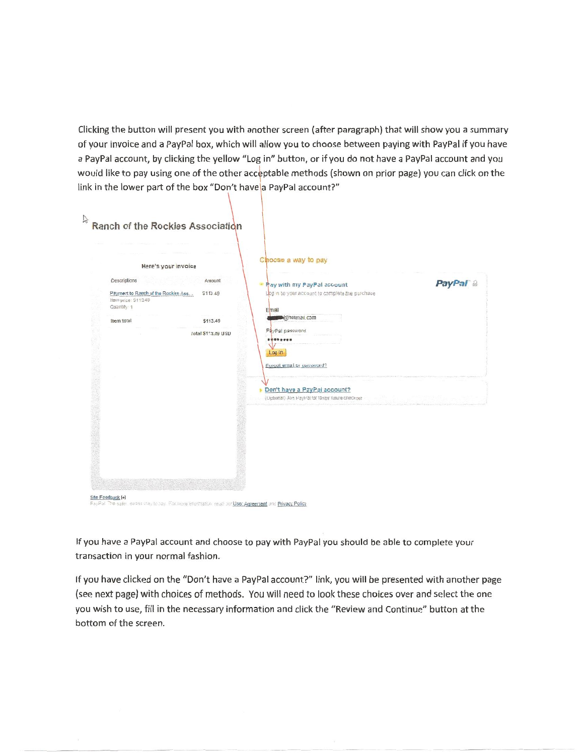Clicking the button will present you with another screen (after paragraph) that will show you a summary of your invoice and a PayPal box, which will allow you to choose between paying with PayPal if you have a PayPal account, by clicking the yellow "Log in" button, or if you do not have a PayPal account and you would like to pay using one of the other acceptable methods (shown on prior page) you can click on the link in the lower part of the box "Don't have a PayPal account?"

Ranch of the Rockies Association

Here's your invoice

| Descriptions | Amount |
| --- | --- |
| Payment to Ranch of the Rockies Ass... Item price: $113.49 Quantity: 1 | $113.49 |
| Item total | $113.49 |
| | Total $113.49 USD |

Choose a way to pay

PayPal

Pay with my PayPal account

Log in to your account to complete the purchase

Email

@hotmail.com

PayPal password

Log In

Forgot email or password?

Don't have a PayPal account?

(Optional) Join PayPal for faster future checkout

Site Feedback [+]

PayPal. The safer, easier way to pay. For more information, read our User Agreement and Privacy Policy

If you have a PayPal account and choose to pay with PayPal you should be able to complete your transaction in your normal fashion.

If you have clicked on the "Don't have a PayPal account?" link, you will be presented with another page (see next page) with choices of methods. You will need to look these choices over and select the one you wish to use, fill in the necessary information and click the "Review and Continue" button at the bottom of the screen.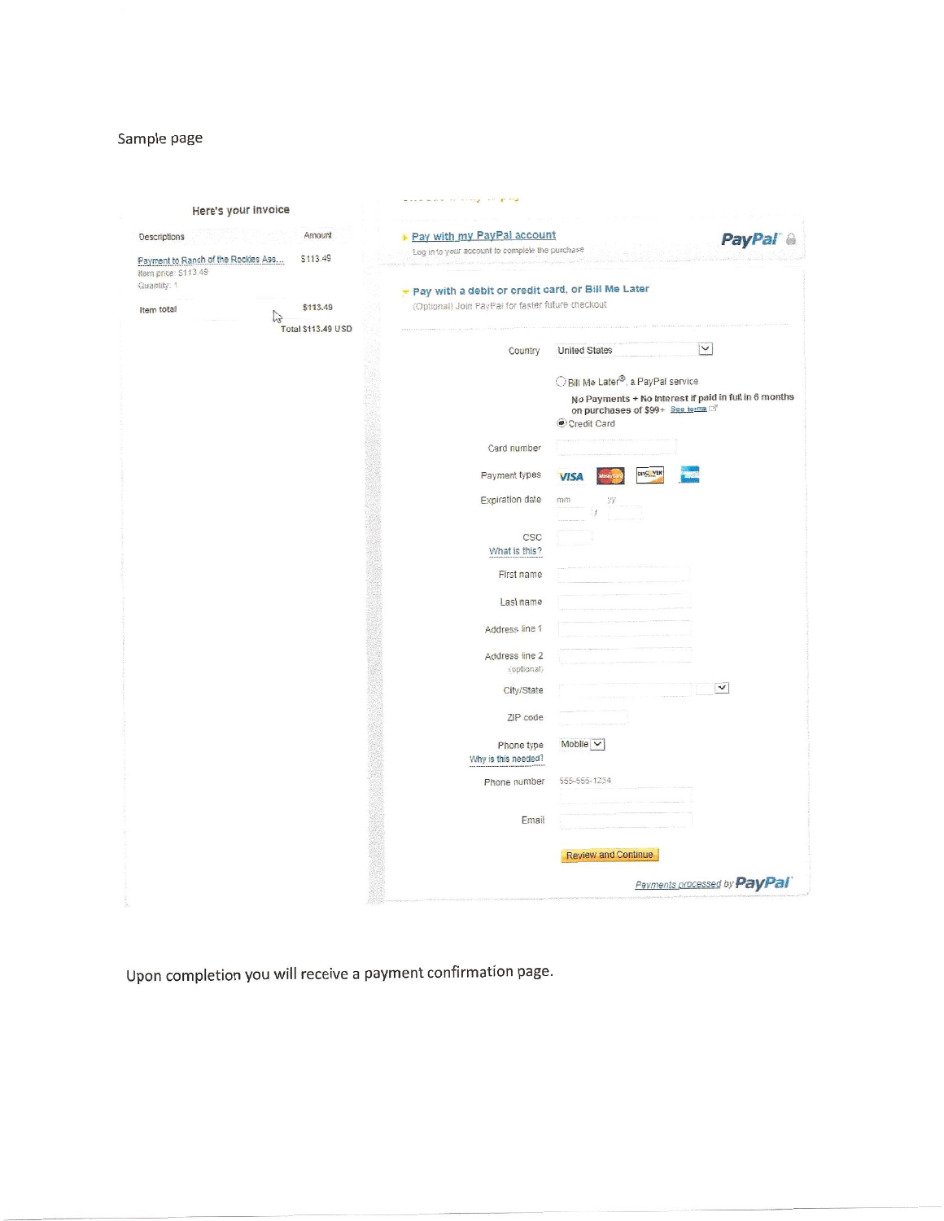Sample page

Here's your invoice

| Descriptions | Amount |
| --- | --- |
| Payment to Ranch of the Rockies Ass... | $113.49 |
| Item price: $113.49 | |
| Quantity: 1 | |
| Item total | $113.49 |
| | Total $113.49 USD |

Pay with my PayPal account

Log in to your account to complete the purchase

PayPal

Pay with a debit or credit card, or Bill Me Later

(Optional) Join PayPal for faster future checkout

Country: United States

Bill Me Later®, a PayPal service

No Payments + No Interest if paid in full in 6 months on purchases of $99+ See terms

Credit Card

Card number

Payment types: VISA, MasterCard, DISCOVER, American Express

Expiration date: mm / yy

CSC

What is this?

First name

Last name

Address line 1

Address line 2 (optional)

City/State

ZIP code

Phone type: Mobile

Why is this needed?

Phone number: 555-555-1234

Email

Review and Continue

Payments processed by PayPal

Upon completion you will receive a payment confirmation page.